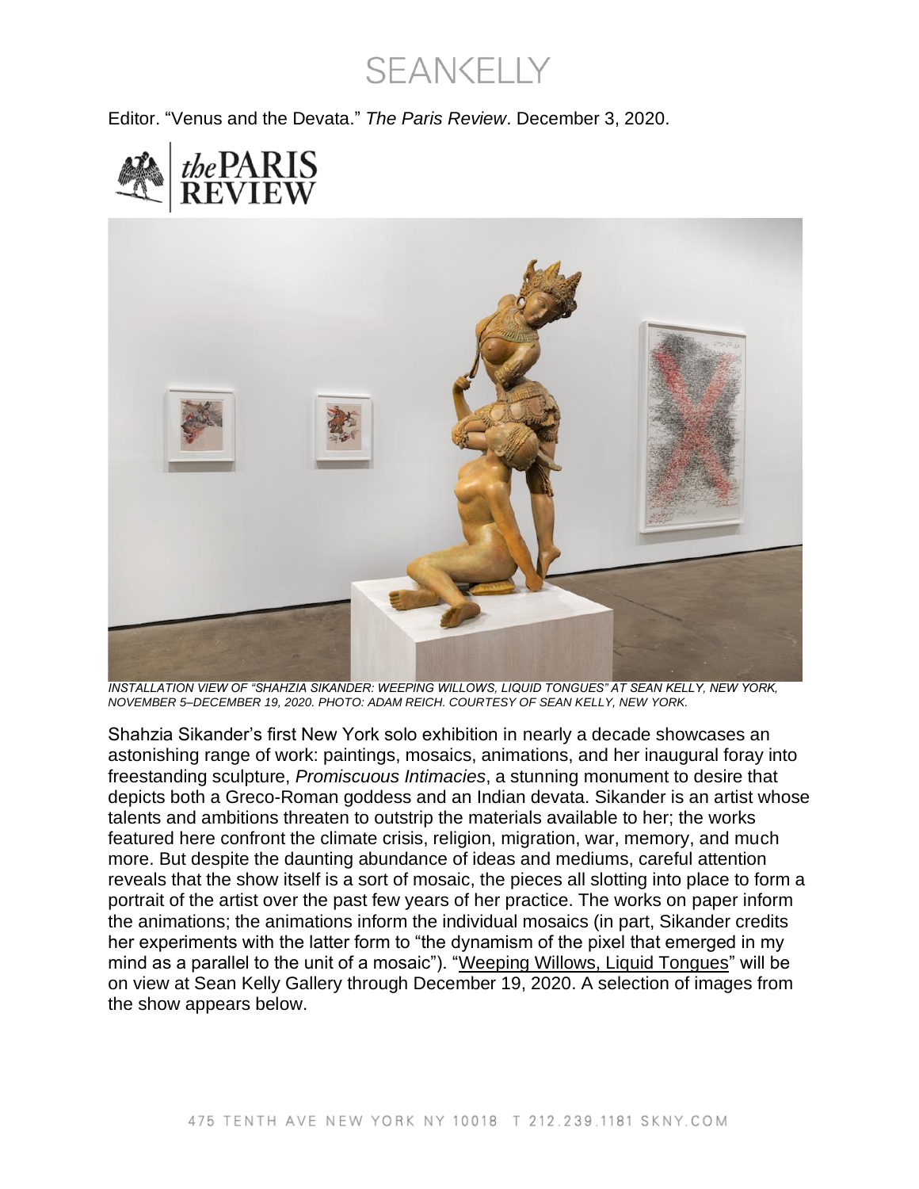Editor. "Venus and the Devata." *The Paris Review*. December 3, 2020.

*INSTALLATION VIEW OF "SHAHZIA SIKANDER: WEEPING WILLOWS, LIQUID TONGUES" AT SEAN KELLY, NEW YORK, NOVEMBER 5–DECEMBER 19, 2020. PHOTO: ADAM REICH. COURTESY OF SEAN KELLY, NEW YORK.*

Shahzia Sikander's first New York solo exhibition in nearly a decade showcases an astonishing range of work: paintings, mosaics, animations, and her inaugural foray into freestanding sculpture, *Promiscuous Intimacies*, a stunning monument to desire that depicts both a Greco-Roman goddess and an Indian devata. Sikander is an artist whose talents and ambitions threaten to outstrip the materials available to her; the works featured here confront the climate crisis, religion, migration, war, memory, and much more. But despite the daunting abundance of ideas and mediums, careful attention reveals that the show itself is a sort of mosaic, the pieces all slotting into place to form a portrait of the artist over the past few years of her practice. The works on paper inform the animations; the animations inform the individual mosaics (in part, Sikander credits her experiments with the latter form to "the dynamism of the pixel that emerged in my mind as a parallel to the unit of a mosaic"). "Weeping Willows, Liquid Tongues" will be on view at Sean Kelly Gallery through December 19, 2020. A selection of images from the show appears below.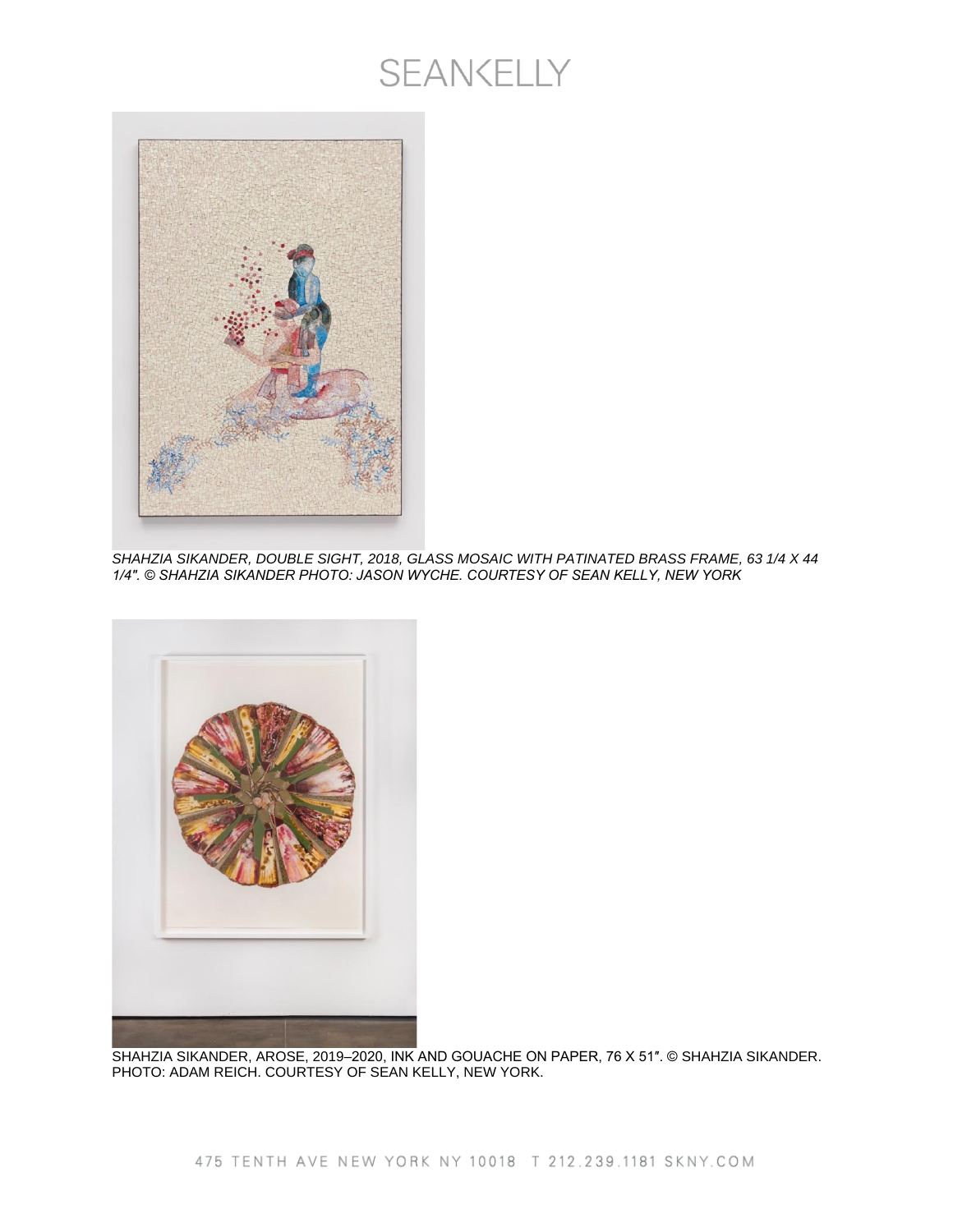*SHAHZIA SIKANDER, DOUBLE SIGHT, 2018, GLASS MOSAIC WITH PATINATED BRASS FRAME, 63 1/4 X 44 1/4″. © SHAHZIA SIKANDER PHOTO: JASON WYCHE. COURTESY OF SEAN KELLY, NEW YORK*

SHAHZIA SIKANDER, AROSE, 2019–2020, INK AND GOUACHE ON PAPER, 76 X 51″. © SHAHZIA SIKANDER. PHOTO: ADAM REICH. COURTESY OF SEAN KELLY, NEW YORK.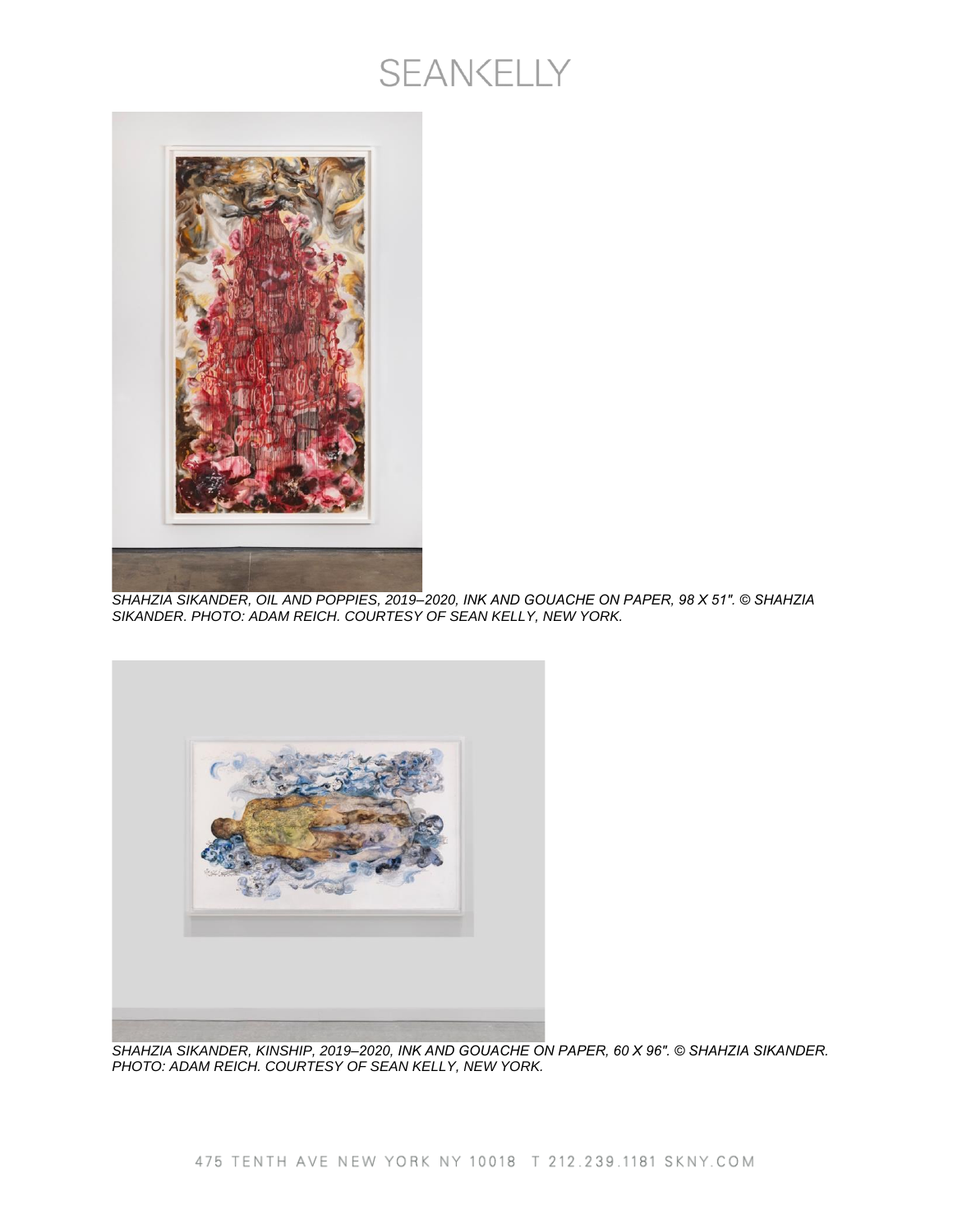*SHAHZIA SIKANDER, OIL AND POPPIES, 2019–2020, INK AND GOUACHE ON PAPER, 98 X 51". © SHAHZIA SIKANDER. PHOTO: ADAM REICH. COURTESY OF SEAN KELLY, NEW YORK.*

*SHAHZIA SIKANDER, KINSHIP, 2019–2020, INK AND GOUACHE ON PAPER, 60 X 96". © SHAHZIA SIKANDER. PHOTO: ADAM REICH. COURTESY OF SEAN KELLY, NEW YORK.*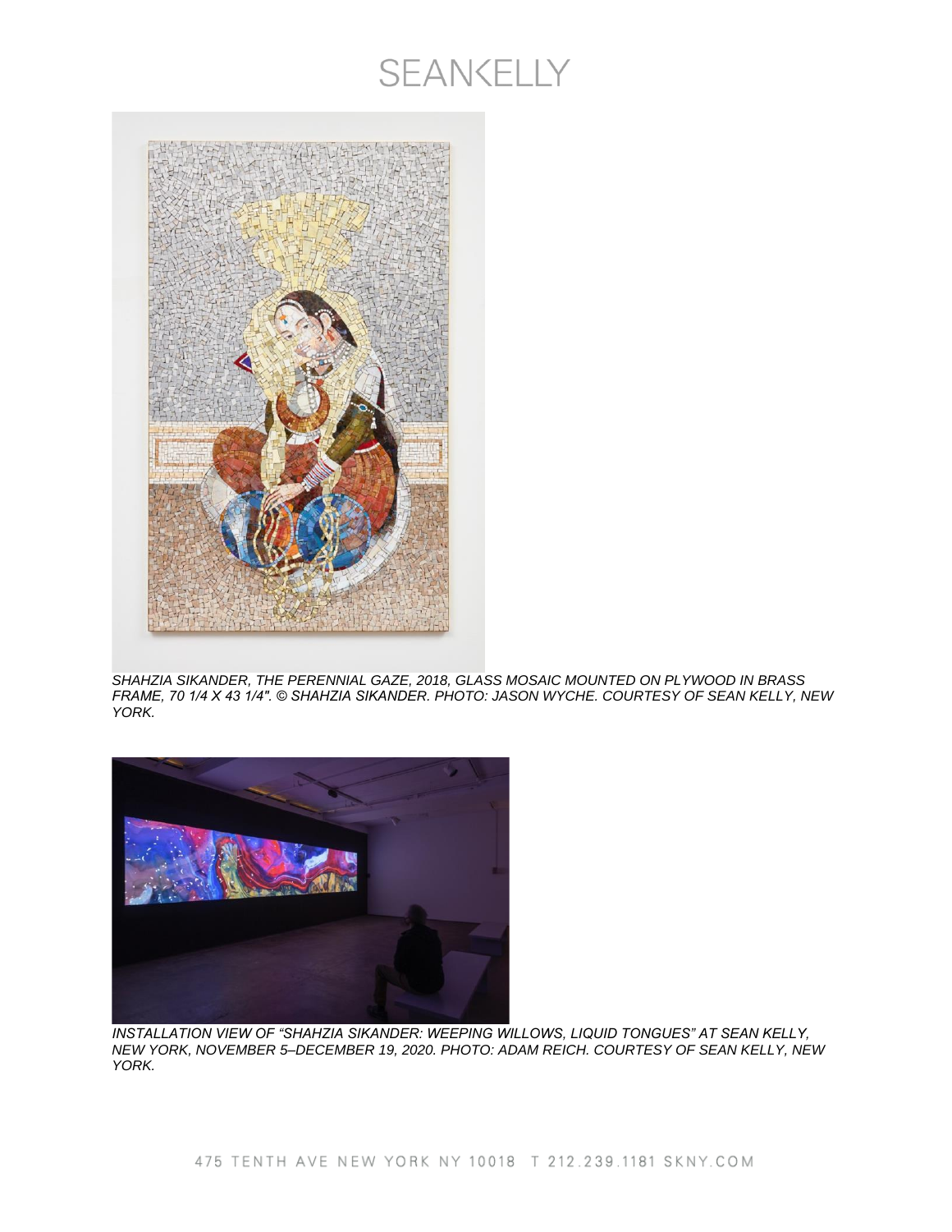*SHAHZIA SIKANDER, THE PERENNIAL GAZE, 2018, GLASS MOSAIC MOUNTED ON PLYWOOD IN BRASS FRAME, 70 1/4 X 43 1/4". © SHAHZIA SIKANDER. PHOTO: JASON WYCHE. COURTESY OF SEAN KELLY, NEW YORK.*

*INSTALLATION VIEW OF "SHAHZIA SIKANDER: WEEPING WILLOWS, LIQUID TONGUES" AT SEAN KELLY, NEW YORK, NOVEMBER 5–DECEMBER 19, 2020. PHOTO: ADAM REICH. COURTESY OF SEAN KELLY, NEW YORK.*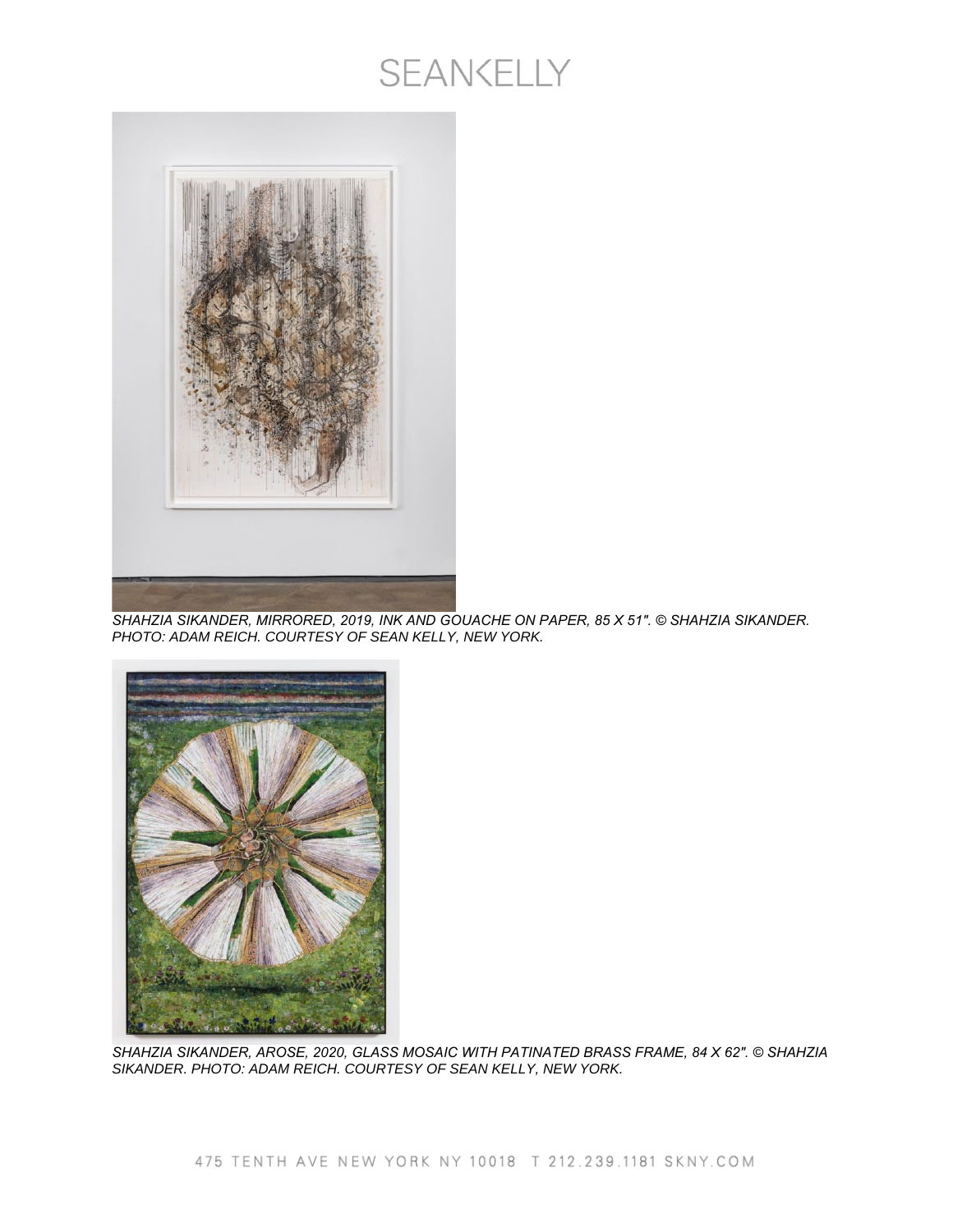SHAHZIA SIKANDER, MIRRORED, 2019, INK AND GOUACHE ON PAPER, 85 X 51". © SHAHZIA SIKANDER. PHOTO: ADAM REICH. COURTESY OF SEAN KELLY, NEW YORK.

SHAHZIA SIKANDER, AROSE, 2020, GLASS MOSAIC WITH PATINATED BRASS FRAME, 84 X 62". © SHAHZIA SIKANDER. PHOTO: ADAM REICH. COURTESY OF SEAN KELLY, NEW YORK.